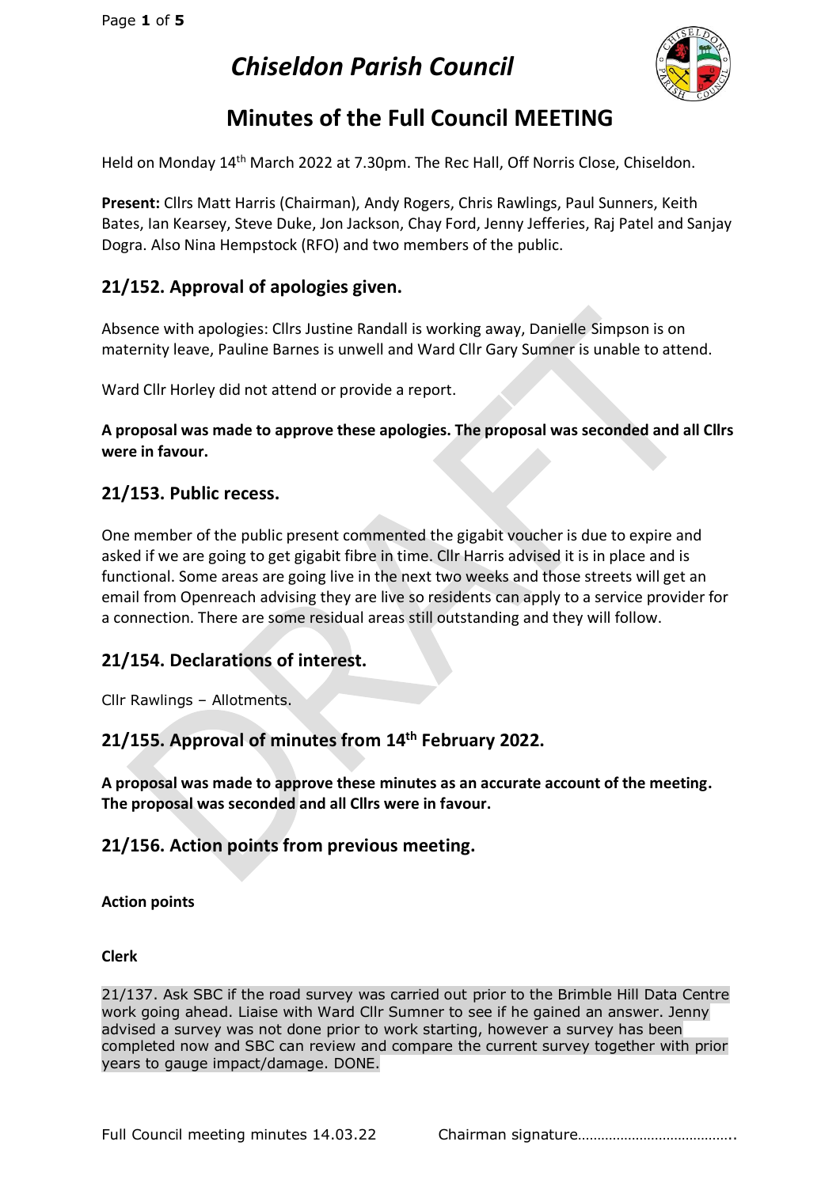# *Chiseldon Parish Council*

## Minutes of the Full Council MEETING

Held on Monday 14th March 2022 at 7.30pm. The Rec Hall, Off Norris Close, Chiseldon.

**Present:** Cllrs Matt Harris (Chairman), Andy Rogers, Chris Rawlings, Paul Sunners, Keith Bates, Ian Kearsey, Steve Duke, Jon Jackson, Chay Ford, Jenny Jefferies, Raj Patel and Sanjay Dogra. Also Nina Hempstock (RFO) and two members of the public.

### 21/152. Approval of apologies given.

Absence with apologies: Cllrs Justine Randall is working away, Danielle Simpson is on maternity leave, Pauline Barnes is unwell and Ward Cllr Gary Sumner is unable to attend.

Ward Cllr Horley did not attend or provide a report.

**A proposal was made to approve these apologies. The proposal was seconded and all Cllrs were in favour.**

### 21/153. Public recess.

One member of the public present commented the gigabit voucher is due to expire and asked if we are going to get gigabit fibre in time. Cllr Harris advised it is in place and is functional. Some areas are going live in the next two weeks and those streets will get an email from Openreach advising they are live so residents can apply to a service provider for a connection. There are some residual areas still outstanding and they will follow.

### 21/154. Declarations of interest.

Cllr Rawlings – Allotments.

### 21/155. Approval of minutes from 14th February 2022.

**A proposal was made to approve these minutes as an accurate account of the meeting. The proposal was seconded and all Cllrs were in favour.**

### 21/156. Action points from previous meeting.

**Action points**

**Clerk**

21/137. Ask SBC if the road survey was carried out prior to the Brimble Hill Data Centre work going ahead. Liaise with Ward Cllr Sumner to see if he gained an answer. Jenny advised a survey was not done prior to work starting, however a survey has been completed now and SBC can review and compare the current survey together with prior years to gauge impact/damage. DONE.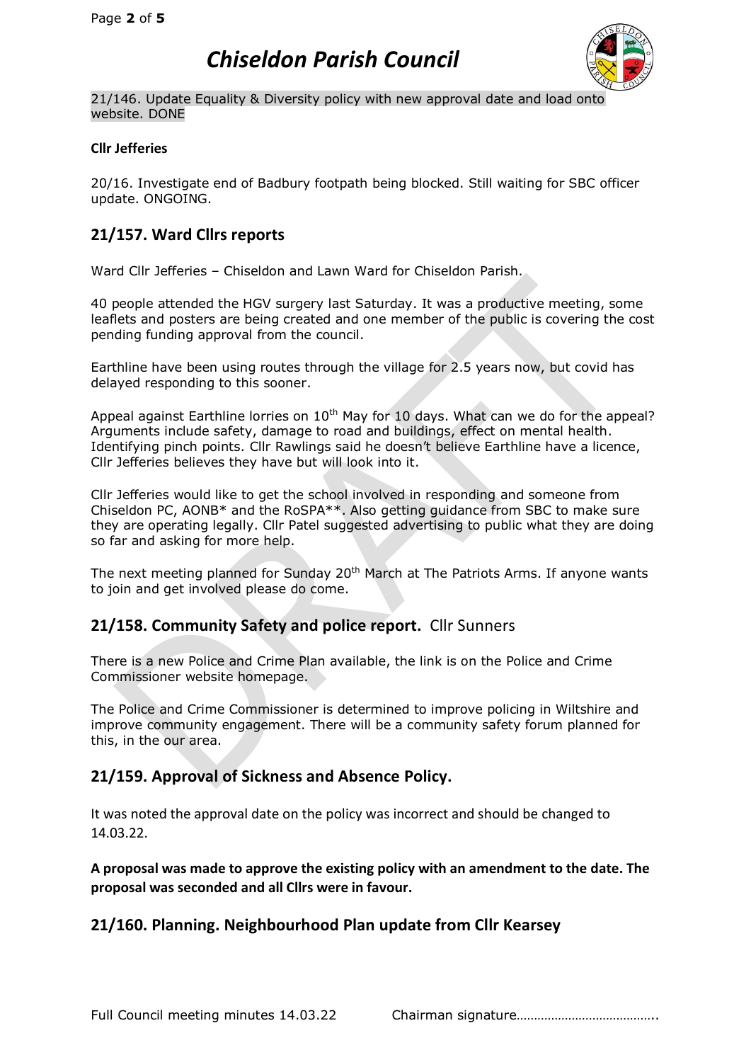21/146. Update Equality & Diversity policy with new approval date and load onto website. DONE

**Cllr Jefferies**

20/16. Investigate end of Badbury footpath being blocked. Still waiting for SBC officer update. ONGOING.

## 21/157. Ward Cllrs reports

Ward Cllr Jefferies – Chiseldon and Lawn Ward for Chiseldon Parish.

40 people attended the HGV surgery last Saturday. It was a productive meeting, some leaflets and posters are being created and one member of the public is covering the cost pending funding approval from the council.

Earthline have been using routes through the village for 2.5 years now, but covid has delayed responding to this sooner.

Appeal against Earthline lorries on 10th May for 10 days. What can we do for the appeal? Arguments include safety, damage to road and buildings, effect on mental health. Identifying pinch points. Cllr Rawlings said he doesn't believe Earthline have a licence, Cllr Jefferies believes they have but will look into it.

Cllr Jefferies would like to get the school involved in responding and someone from Chiseldon PC, AONB* and the RoSPA**. Also getting guidance from SBC to make sure they are operating legally. Cllr Patel suggested advertising to public what they are doing so far and asking for more help.

The next meeting planned for Sunday 20th March at The Patriots Arms. If anyone wants to join and get involved please do come.

## 21/158. Community Safety and police report. Cllr Sunners

There is a new Police and Crime Plan available, the link is on the Police and Crime Commissioner website homepage.

The Police and Crime Commissioner is determined to improve policing in Wiltshire and improve community engagement. There will be a community safety forum planned for this, in the our area.

## 21/159. Approval of Sickness and Absence Policy.

It was noted the approval date on the policy was incorrect and should be changed to 14.03.22.

**A proposal was made to approve the existing policy with an amendment to the date. The proposal was seconded and all Cllrs were in favour.**

## 21/160. Planning. Neighbourhood Plan update from Cllr Kearsey

Full Council meeting minutes 14.03.22 Chairman signature…………………………………..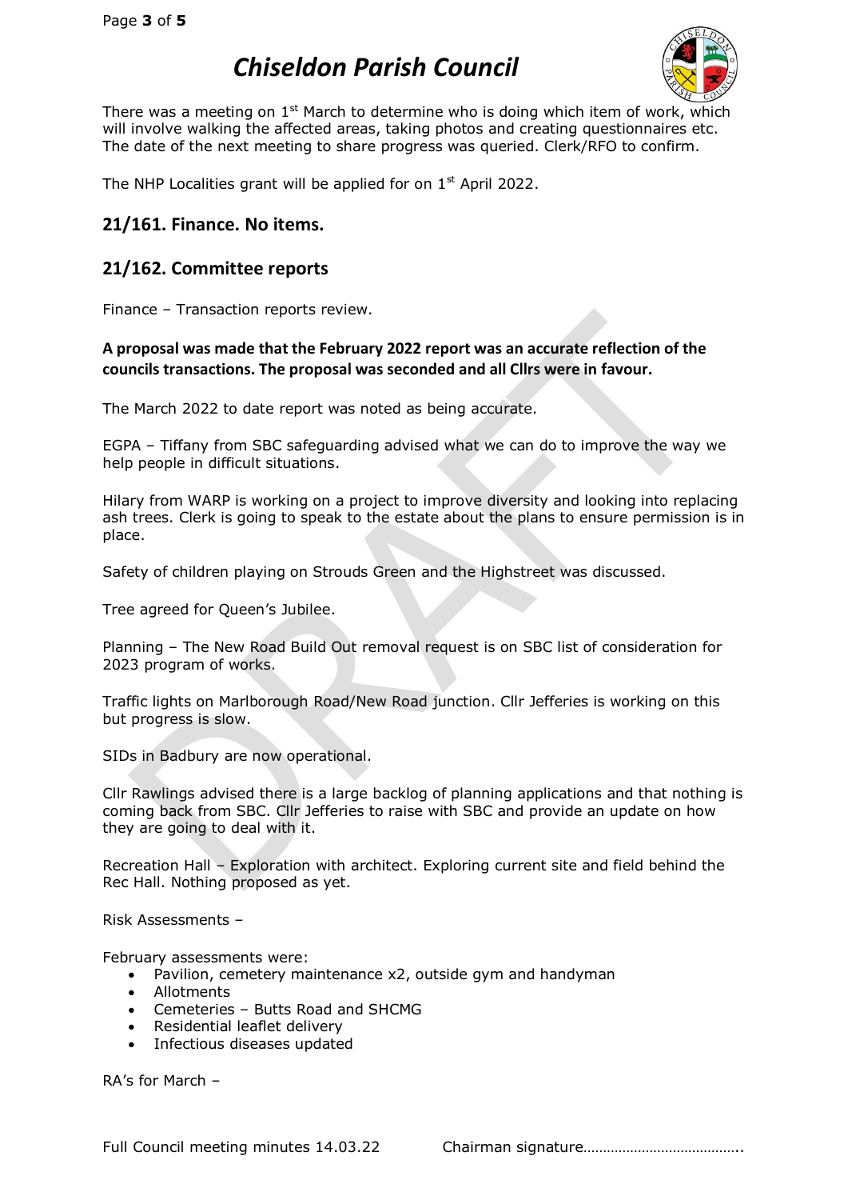There was a meeting on 1st March to determine who is doing which item of work, which will involve walking the affected areas, taking photos and creating questionnaires etc. The date of the next meeting to share progress was queried. Clerk/RFO to confirm.

The NHP Localities grant will be applied for on 1st April 2022.

## 21/161. Finance. No items.

## 21/162. Committee reports

Finance – Transaction reports review.

**A proposal was made that the February 2022 report was an accurate reflection of the councils transactions. The proposal was seconded and all Cllrs were in favour.**

The March 2022 to date report was noted as being accurate.

EGPA – Tiffany from SBC safeguarding advised what we can do to improve the way we help people in difficult situations.

Hilary from WARP is working on a project to improve diversity and looking into replacing ash trees. Clerk is going to speak to the estate about the plans to ensure permission is in place.

Safety of children playing on Strouds Green and the Highstreet was discussed.

Tree agreed for Queen's Jubilee.

Planning – The New Road Build Out removal request is on SBC list of consideration for 2023 program of works.

Traffic lights on Marlborough Road/New Road junction. Cllr Jefferies is working on this but progress is slow.

SIDs in Badbury are now operational.

Cllr Rawlings advised there is a large backlog of planning applications and that nothing is coming back from SBC. Cllr Jefferies to raise with SBC and provide an update on how they are going to deal with it.

Recreation Hall – Exploration with architect. Exploring current site and field behind the Rec Hall. Nothing proposed as yet.

Risk Assessments –

February assessments were:

- Pavilion, cemetery maintenance x2, outside gym and handyman
- Allotments
- Cemeteries – Butts Road and SHCMG
- Residential leaflet delivery
- Infectious diseases updated

RA's for March –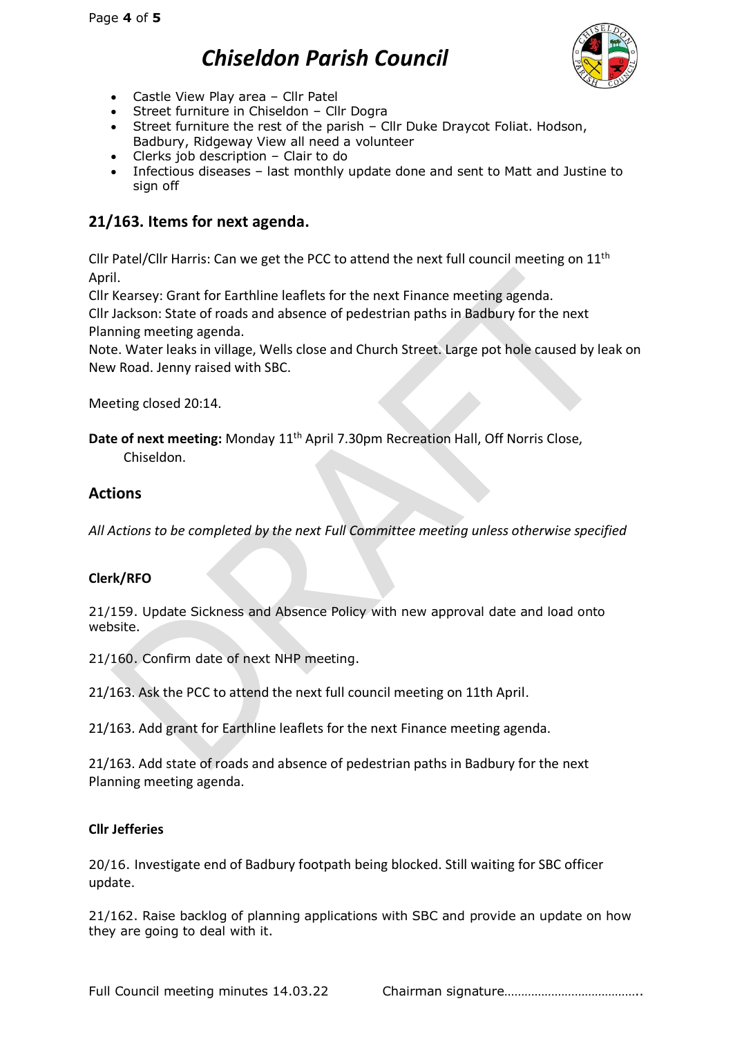- Castle View Play area – Cllr Patel
- Street furniture in Chiseldon – Cllr Dogra
- Street furniture the rest of the parish – Cllr Duke Draycot Foliat. Hodson, Badbury, Ridgeway View all need a volunteer
- Clerks job description – Clair to do
- Infectious diseases – last monthly update done and sent to Matt and Justine to sign off

## 21/163. Items for next agenda.

Cllr Patel/Cllr Harris: Can we get the PCC to attend the next full council meeting on 11th April.

Cllr Kearsey: Grant for Earthline leaflets for the next Finance meeting agenda.

Cllr Jackson: State of roads and absence of pedestrian paths in Badbury for the next Planning meeting agenda.

Note. Water leaks in village, Wells close and Church Street. Large pot hole caused by leak on New Road. Jenny raised with SBC.

Meeting closed 20:14.

**Date of next meeting:** Monday 11th April 7.30pm Recreation Hall, Off Norris Close, Chiseldon.

## Actions

*All Actions to be completed by the next Full Committee meeting unless otherwise specified*

### Clerk/RFO

21/159. Update Sickness and Absence Policy with new approval date and load onto website.

21/160. Confirm date of next NHP meeting.

21/163. Ask the PCC to attend the next full council meeting on 11th April.

21/163. Add grant for Earthline leaflets for the next Finance meeting agenda.

21/163. Add state of roads and absence of pedestrian paths in Badbury for the next Planning meeting agenda.

### Cllr Jefferies

20/16. Investigate end of Badbury footpath being blocked. Still waiting for SBC officer update.

21/162. Raise backlog of planning applications with SBC and provide an update on how they are going to deal with it.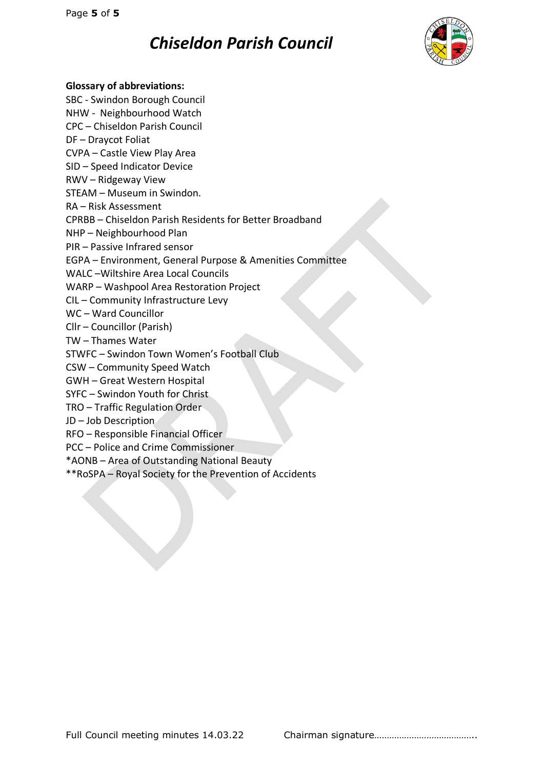**Glossary of abbreviations:**

SBC - Swindon Borough Council
NHW - Neighbourhood Watch
CPC – Chiseldon Parish Council
DF – Draycot Foliat
CVPA – Castle View Play Area
SID – Speed Indicator Device
RWV – Ridgeway View
STEAM – Museum in Swindon.
RA – Risk Assessment
CPRBB – Chiseldon Parish Residents for Better Broadband
NHP – Neighbourhood Plan
PIR – Passive Infrared sensor
EGPA – Environment, General Purpose & Amenities Committee
WALC –Wiltshire Area Local Councils
WARP – Washpool Area Restoration Project
CIL – Community Infrastructure Levy
WC – Ward Councillor
Cllr – Councillor (Parish)
TW – Thames Water
STWFC – Swindon Town Women's Football Club
CSW – Community Speed Watch
GWH – Great Western Hospital
SYFC – Swindon Youth for Christ
TRO – Traffic Regulation Order
JD – Job Description
RFO – Responsible Financial Officer
PCC – Police and Crime Commissioner
*AONB – Area of Outstanding National Beauty
**RoSPA – Royal Society for the Prevention of Accidents

Full Council meeting minutes 14.03.22 Chairman signature…………………………………..